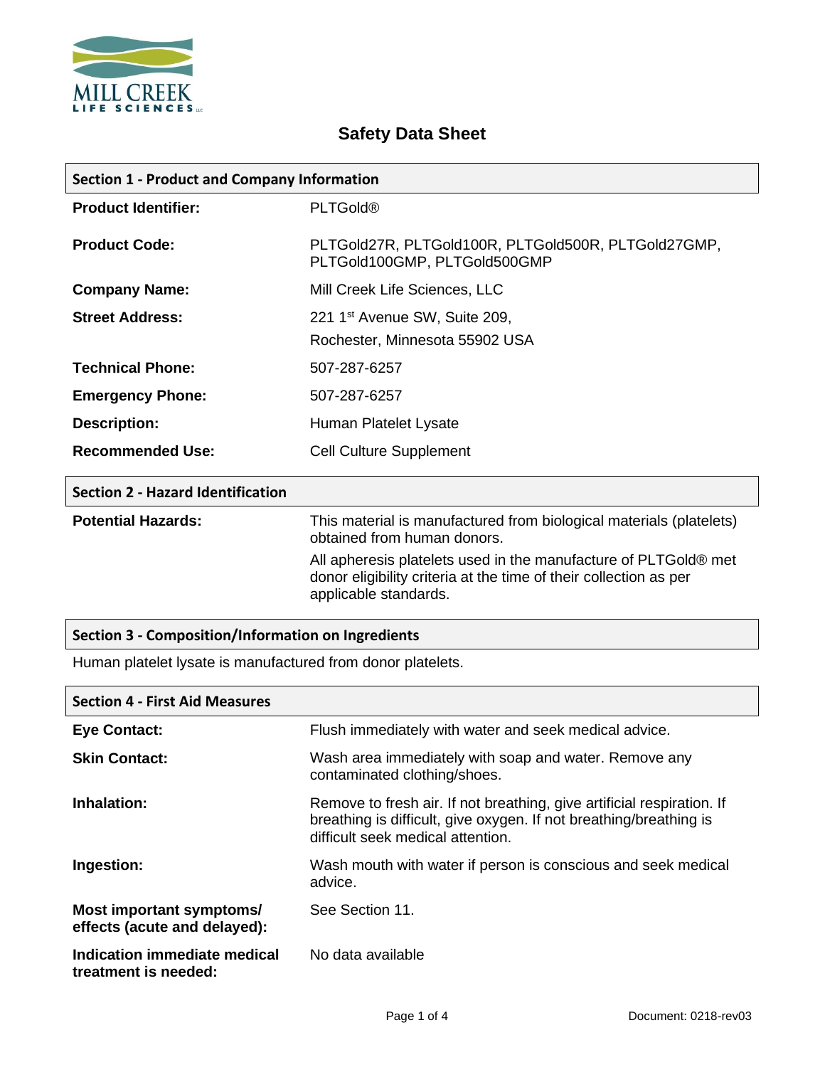MILL CREEK LIFE SCIENCES LLC

# Safety Data Sheet

## Section 1 - Product and Company Information

| | |
|---|---|
| **Product Identifier:** | PLTGold® |
| **Product Code:** | PLTGold27R, PLTGold100R, PLTGold500R, PLTGold27GMP, PLTGold100GMP, PLTGold500GMP |
| **Company Name:** | Mill Creek Life Sciences, LLC |
| **Street Address:** | 221 1st Avenue SW, Suite 209, Rochester, Minnesota 55902 USA |
| **Technical Phone:** | 507-287-6257 |
| **Emergency Phone:** | 507-287-6257 |
| **Description:** | Human Platelet Lysate |
| **Recommended Use:** | Cell Culture Supplement |

## Section 2 - Hazard Identification

**Potential Hazards:**

This material is manufactured from biological materials (platelets) obtained from human donors.

All apheresis platelets used in the manufacture of PLTGold® met donor eligibility criteria at the time of their collection as per applicable standards.

## Section 3 - Composition/Information on Ingredients

Human platelet lysate is manufactured from donor platelets.

## Section 4 - First Aid Measures

| | |
|---|---|
| **Eye Contact:** | Flush immediately with water and seek medical advice. |
| **Skin Contact:** | Wash area immediately with soap and water. Remove any contaminated clothing/shoes. |
| **Inhalation:** | Remove to fresh air. If not breathing, give artificial respiration. If breathing is difficult, give oxygen. If not breathing/breathing is difficult seek medical attention. |
| **Ingestion:** | Wash mouth with water if person is conscious and seek medical advice. |
| **Most important symptoms/ effects (acute and delayed):** | See Section 11. |
| **Indication immediate medical treatment is needed:** | No data available |

Document: 0218-rev03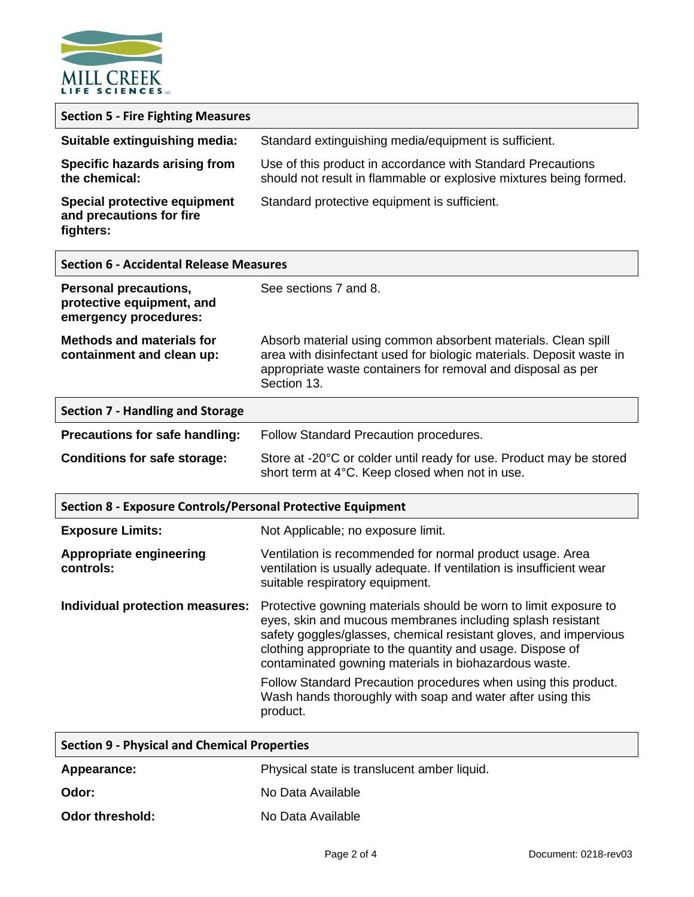## Section 5 - Fire Fighting Measures

| | |
|---|---|
| **Suitable extinguishing media:** | Standard extinguishing media/equipment is sufficient. |
| **Specific hazards arising from the chemical:** | Use of this product in accordance with Standard Precautions should not result in flammable or explosive mixtures being formed. |
| **Special protective equipment and precautions for fire fighters:** | Standard protective equipment is sufficient. |

## Section 6 - Accidental Release Measures

| | |
|---|---|
| **Personal precautions, protective equipment, and emergency procedures:** | See sections 7 and 8. |
| **Methods and materials for containment and clean up:** | Absorb material using common absorbent materials. Clean spill area with disinfectant used for biologic materials. Deposit waste in appropriate waste containers for removal and disposal as per Section 13. |

## Section 7 - Handling and Storage

| | |
|---|---|
| **Precautions for safe handling:** | Follow Standard Precaution procedures. |
| **Conditions for safe storage:** | Store at -20°C or colder until ready for use. Product may be stored short term at 4°C. Keep closed when not in use. |

## Section 8 - Exposure Controls/Personal Protective Equipment

| | |
|---|---|
| **Exposure Limits:** | Not Applicable; no exposure limit. |
| **Appropriate engineering controls:** | Ventilation is recommended for normal product usage. Area ventilation is usually adequate. If ventilation is insufficient wear suitable respiratory equipment. |
| **Individual protection measures:** | Protective gowning materials should be worn to limit exposure to eyes, skin and mucous membranes including splash resistant safety goggles/glasses, chemical resistant gloves, and impervious clothing appropriate to the quantity and usage. Dispose of contaminated gowning materials in biohazardous waste.<br>Follow Standard Precaution procedures when using this product. Wash hands thoroughly with soap and water after using this product. |

## Section 9 - Physical and Chemical Properties

| | |
|---|---|
| **Appearance:** | Physical state is translucent amber liquid. |
| **Odor:** | No Data Available |
| **Odor threshold:** | No Data Available |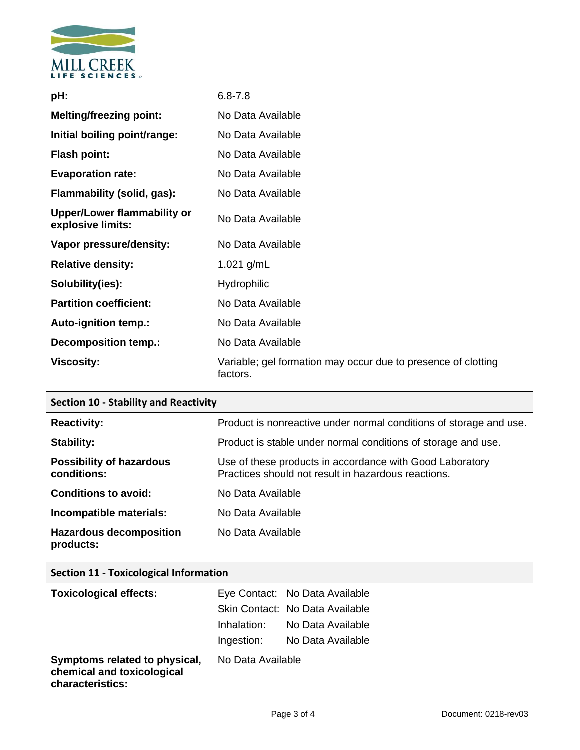| | |
|---|---|
| **pH:** | 6.8-7.8 |
| **Melting/freezing point:** | No Data Available |
| **Initial boiling point/range:** | No Data Available |
| **Flash point:** | No Data Available |
| **Evaporation rate:** | No Data Available |
| **Flammability (solid, gas):** | No Data Available |
| **Upper/Lower flammability or explosive limits:** | No Data Available |
| **Vapor pressure/density:** | No Data Available |
| **Relative density:** | 1.021 g/mL |
| **Solubility(ies):** | Hydrophilic |
| **Partition coefficient:** | No Data Available |
| **Auto-ignition temp.:** | No Data Available |
| **Decomposition temp.:** | No Data Available |
| **Viscosity:** | Variable; gel formation may occur due to presence of clotting factors. |

## Section 10 - Stability and Reactivity

| | |
|---|---|
| **Reactivity:** | Product is nonreactive under normal conditions of storage and use. |
| **Stability:** | Product is stable under normal conditions of storage and use. |
| **Possibility of hazardous conditions:** | Use of these products in accordance with Good Laboratory Practices should not result in hazardous reactions. |
| **Conditions to avoid:** | No Data Available |
| **Incompatible materials:** | No Data Available |
| **Hazardous decomposition products:** | No Data Available |

## Section 11 - Toxicological Information

| | | |
|---|---|---|
| **Toxicological effects:** | Eye Contact: | No Data Available |
| | Skin Contact: | No Data Available |
| | Inhalation: | No Data Available |
| | Ingestion: | No Data Available |
| **Symptoms related to physical, chemical and toxicological characteristics:** | No Data Available | |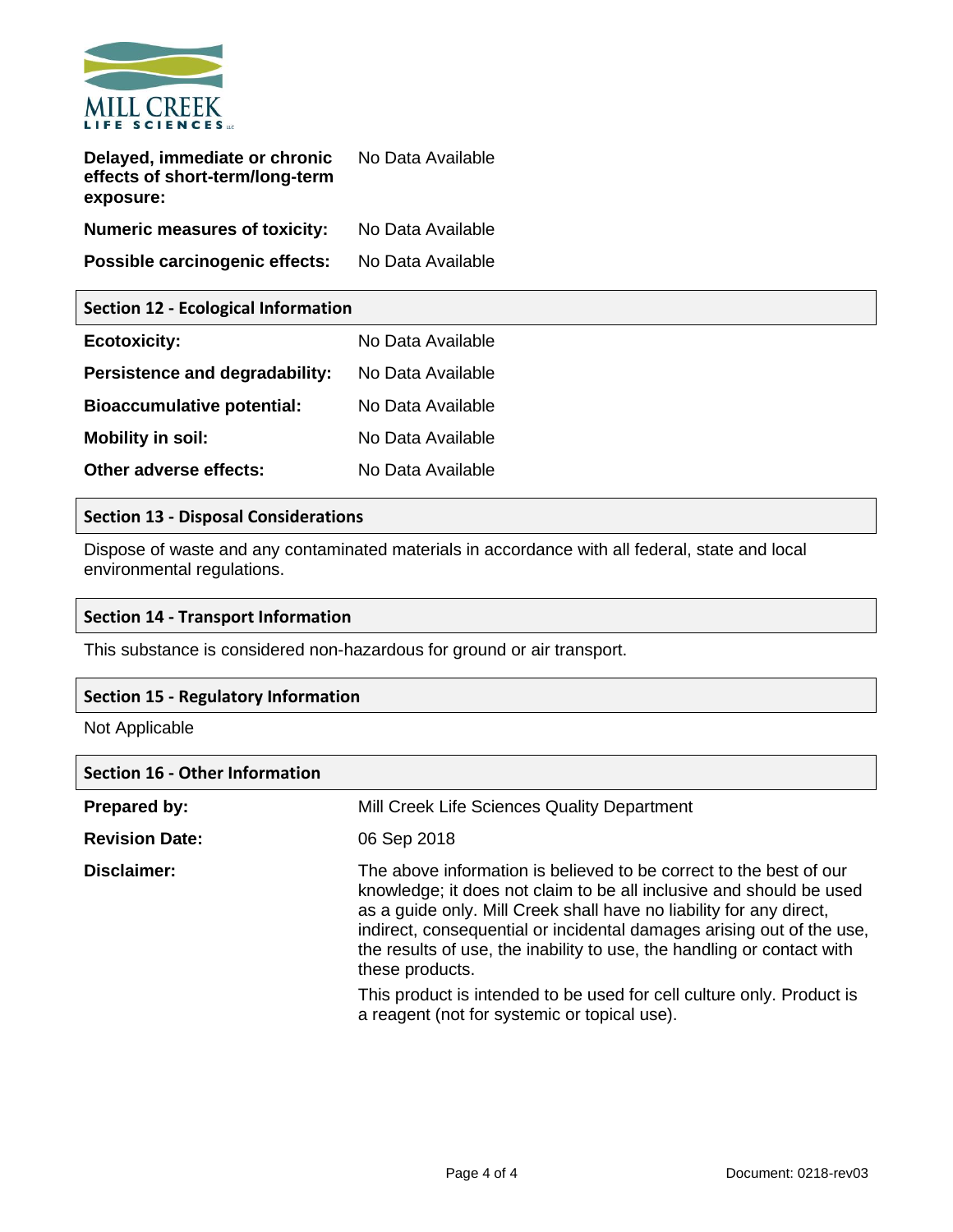**Delayed, immediate or chronic effects of short-term/long-term exposure:** No Data Available

**Numeric measures of toxicity:** No Data Available

**Possible carcinogenic effects:** No Data Available

## Section 12 - Ecological Information

**Ecotoxicity:** No Data Available

**Persistence and degradability:** No Data Available

**Bioaccumulative potential:** No Data Available

**Mobility in soil:** No Data Available

**Other adverse effects:** No Data Available

## Section 13 - Disposal Considerations

Dispose of waste and any contaminated materials in accordance with all federal, state and local environmental regulations.

## Section 14 - Transport Information

This substance is considered non-hazardous for ground or air transport.

## Section 15 - Regulatory Information

Not Applicable

## Section 16 - Other Information

**Prepared by:** Mill Creek Life Sciences Quality Department

**Revision Date:** 06 Sep 2018

**Disclaimer:** The above information is believed to be correct to the best of our knowledge; it does not claim to be all inclusive and should be used as a guide only. Mill Creek shall have no liability for any direct, indirect, consequential or incidental damages arising out of the use, the results of use, the inability to use, the handling or contact with these products.

This product is intended to be used for cell culture only. Product is a reagent (not for systemic or topical use).